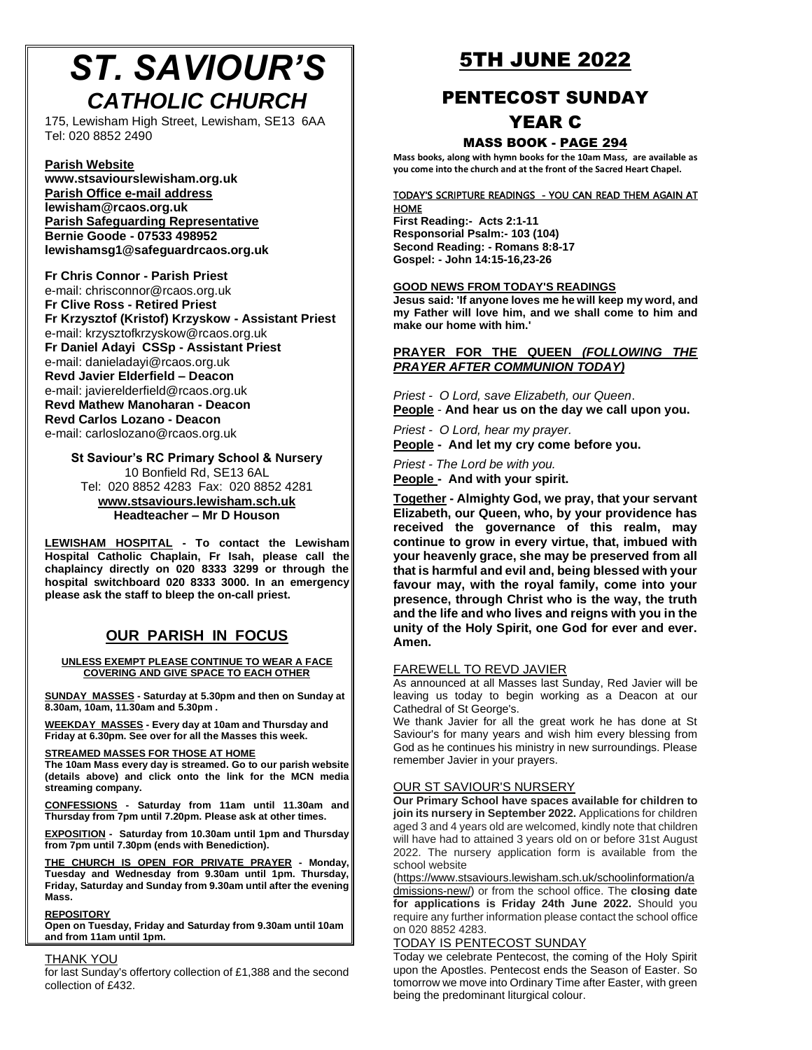# *ST. SAVIOUR'S CATHOLIC CHURCH*

175, Lewisham High Street, Lewisham, SE13 6AA
Tel: 020 8852 2490

**Parish Website**
**www.stsaviourslewisham.org.uk**
**Parish Office e-mail address**
**lewisham@rcaos.org.uk**
**Parish Safeguarding Representative**
**Bernie Goode - 07533 498952**
**lewishamsg1@safeguardrcaos.org.uk**

**Fr Chris Connor - Parish Priest**
e-mail: chrisconnor@rcaos.org.uk
**Fr Clive Ross - Retired Priest**
**Fr Krzysztof (Kristof) Krzyskow - Assistant Priest**
e-mail: krzysztofkrzyskow@rcaos.org.uk
**Fr Daniel Adayi CSSp - Assistant Priest**
e-mail: danieladayi@rcaos.org.uk
**Revd Javier Elderfield – Deacon**
e-mail: javierelderfield@rcaos.org.uk
**Revd Mathew Manoharan - Deacon**
**Revd Carlos Lozano - Deacon**
e-mail: carloslozano@rcaos.org.uk

**St Saviour's RC Primary School & Nursery**
10 Bonfield Rd, SE13 6AL
Tel: 020 8852 4283 Fax: 020 8852 4281
**www.stsaviours.lewisham.sch.uk**
**Headteacher – Mr D Houson**

**LEWISHAM HOSPITAL - To contact the Lewisham Hospital Catholic Chaplain, Fr Isah, please call the chaplaincy directly on 020 8333 3299 or through the hospital switchboard 020 8333 3000. In an emergency please ask the staff to bleep the on-call priest.**

## OUR PARISH IN FOCUS

**UNLESS EXEMPT PLEASE CONTINUE TO WEAR A FACE COVERING AND GIVE SPACE TO EACH OTHER**

**SUNDAY MASSES - Saturday at 5.30pm and then on Sunday at 8.30am, 10am, 11.30am and 5.30pm .**

**WEEKDAY MASSES - Every day at 10am and Thursday and Friday at 6.30pm. See over for all the Masses this week.**

**STREAMED MASSES FOR THOSE AT HOME**
**The 10am Mass every day is streamed. Go to our parish website (details above) and click onto the link for the MCN media streaming company.**

**CONFESSIONS - Saturday from 11am until 11.30am and Thursday from 7pm until 7.20pm. Please ask at other times.**

**EXPOSITION - Saturday from 10.30am until 1pm and Thursday from 7pm until 7.30pm (ends with Benediction).**

**THE CHURCH IS OPEN FOR PRIVATE PRAYER - Monday, Tuesday and Wednesday from 9.30am until 1pm. Thursday, Friday, Saturday and Sunday from 9.30am until after the evening Mass.**

**REPOSITORY**
**Open on Tuesday, Friday and Saturday from 9.30am until 10am and from 11am until 1pm.**

### THANK YOU

for last Sunday's offertory collection of £1,388 and the second collection of £432.

# 5TH JUNE 2022

## PENTECOST SUNDAY
## YEAR C

### MASS BOOK - PAGE 294

**Mass books, along with hymn books for the 10am Mass, are available as you come into the church and at the front of the Sacred Heart Chapel.**

TODAY'S SCRIPTURE READINGS - YOU CAN READ THEM AGAIN AT HOME
**First Reading:- Acts 2:1-11**
**Responsorial Psalm:- 103 (104)**
**Second Reading: - Romans 8:8-17**
**Gospel: - John 14:15-16,23-26**

**GOOD NEWS FROM TODAY'S READINGS**
**Jesus said: 'If anyone loves me he will keep my word, and my Father will love him, and we shall come to him and make our home with him.'**

**PRAYER FOR THE QUEEN *(FOLLOWING THE PRAYER AFTER COMMUNION TODAY)***

*Priest - O Lord, save Elizabeth, our Queen*.
**People - And hear us on the day we call upon you.**

*Priest - O Lord, hear my prayer.*
**People - And let my cry come before you.**

*Priest - The Lord be with you.*
**People - And with your spirit.**

**Together - Almighty God, we pray, that your servant Elizabeth, our Queen, who, by your providence has received the governance of this realm, may continue to grow in every virtue, that, imbued with your heavenly grace, she may be preserved from all that is harmful and evil and, being blessed with your favour may, with the royal family, come into your presence, through Christ who is the way, the truth and the life and who lives and reigns with you in the unity of the Holy Spirit, one God for ever and ever. Amen.**

### FAREWELL TO REVD JAVIER

As announced at all Masses last Sunday, Red Javier will be leaving us today to begin working as a Deacon at our Cathedral of St George's.

We thank Javier for all the great work he has done at St Saviour's for many years and wish him every blessing from God as he continues his ministry in new surroundings. Please remember Javier in your prayers.

### OUR ST SAVIOUR'S NURSERY

**Our Primary School have spaces available for children to join its nursery in September 2022.** Applications for children aged 3 and 4 years old are welcomed, kindly note that children will have had to attained 3 years old on or before 31st August 2022. The nursery application form is available from the school website (https://www.stsaviours.lewisham.sch.uk/schoolinformation/admissions-new/) or from the school office. The **closing date for applications is Friday 24th June 2022.** Should you require any further information please contact the school office on 020 8852 4283.

### TODAY IS PENTECOST SUNDAY

Today we celebrate Pentecost, the coming of the Holy Spirit upon the Apostles. Pentecost ends the Season of Easter. So tomorrow we move into Ordinary Time after Easter, with green being the predominant liturgical colour.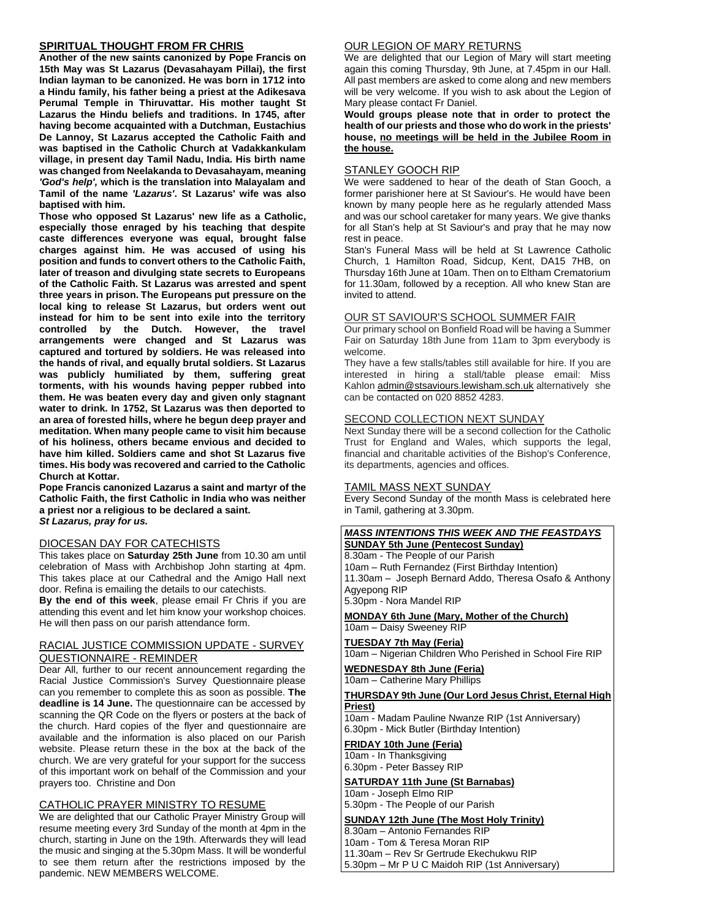## SPIRITUAL THOUGHT FROM FR CHRIS

**Another of the new saints canonized by Pope Francis on 15th May was St Lazarus (Devasahayam Pillai), the first Indian layman to be canonized. He was born in 1712 into a Hindu family, his father being a priest at the Adikesava Perumal Temple in Thiruvattar. His mother taught St Lazarus the Hindu beliefs and traditions. In 1745, after having become acquainted with a Dutchman, Eustachius De Lannoy, St Lazarus accepted the Catholic Faith and was baptised in the Catholic Church at Vadakkankulam village, in present day Tamil Nadu, India. His birth name was changed from Neelakanda to Devasahayam, meaning *'God's help',* which is the translation into Malayalam and Tamil of the name *'Lazarus'*. St Lazarus' wife was also baptised with him.**

**Those who opposed St Lazarus' new life as a Catholic, especially those enraged by his teaching that despite caste differences everyone was equal, brought false charges against him. He was accused of using his position and funds to convert others to the Catholic Faith, later of treason and divulging state secrets to Europeans of the Catholic Faith. St Lazarus was arrested and spent three years in prison. The Europeans put pressure on the local king to release St Lazarus, but orders went out instead for him to be sent into exile into the territory controlled by the Dutch. However, the travel arrangements were changed and St Lazarus was captured and tortured by soldiers. He was released into the hands of rival, and equally brutal soldiers. St Lazarus was publicly humiliated by them, suffering great torments, with his wounds having pepper rubbed into them. He was beaten every day and given only stagnant water to drink. In 1752, St Lazarus was then deported to an area of forested hills, where he begun deep prayer and meditation. When many people came to visit him because of his holiness, others became envious and decided to have him killed. Soldiers came and shot St Lazarus five times. His body was recovered and carried to the Catholic Church at Kottar.**

**Pope Francis canonized Lazarus a saint and martyr of the Catholic Faith, the first Catholic in India who was neither a priest nor a religious to be declared a saint.**
***St Lazarus, pray for us.***

## DIOCESAN DAY FOR CATECHISTS

This takes place on **Saturday 25th June** from 10.30 am until celebration of Mass with Archbishop John starting at 4pm. This takes place at our Cathedral and the Amigo Hall next door. Refina is emailing the details to our catechists.

**By the end of this week**, please email Fr Chris if you are attending this event and let him know your workshop choices. He will then pass on our parish attendance form.

## RACIAL JUSTICE COMMISSION UPDATE - SURVEY QUESTIONNAIRE - REMINDER

Dear All, further to our recent announcement regarding the Racial Justice Commission's Survey Questionnaire please can you remember to complete this as soon as possible. **The deadline is 14 June.** The questionnaire can be accessed by scanning the QR Code on the flyers or posters at the back of the church. Hard copies of the flyer and questionnaire are available and the information is also placed on our Parish website. Please return these in the box at the back of the church. We are very grateful for your support for the success of this important work on behalf of the Commission and your prayers too. Christine and Don

## CATHOLIC PRAYER MINISTRY TO RESUME

We are delighted that our Catholic Prayer Ministry Group will resume meeting every 3rd Sunday of the month at 4pm in the church, starting in June on the 19th. Afterwards they will lead the music and singing at the 5.30pm Mass. It will be wonderful to see them return after the restrictions imposed by the pandemic. NEW MEMBERS WELCOME.

## OUR LEGION OF MARY RETURNS

We are delighted that our Legion of Mary will start meeting again this coming Thursday, 9th June, at 7.45pm in our Hall. All past members are asked to come along and new members will be very welcome. If you wish to ask about the Legion of Mary please contact Fr Daniel.

**Would groups please note that in order to protect the health of our priests and those who do work in the priests' house, no meetings will be held in the Jubilee Room in the house.**

## STANLEY GOOCH RIP

We were saddened to hear of the death of Stan Gooch, a former parishioner here at St Saviour's. He would have been known by many people here as he regularly attended Mass and was our school caretaker for many years. We give thanks for all Stan's help at St Saviour's and pray that he may now rest in peace.

Stan's Funeral Mass will be held at St Lawrence Catholic Church, 1 Hamilton Road, Sidcup, Kent, DA15 7HB, on Thursday 16th June at 10am. Then on to Eltham Crematorium for 11.30am, followed by a reception. All who knew Stan are invited to attend.

## OUR ST SAVIOUR'S SCHOOL SUMMER FAIR

Our primary school on Bonfield Road will be having a Summer Fair on Saturday 18th June from 11am to 3pm everybody is welcome.

They have a few stalls/tables still available for hire. If you are interested in hiring a stall/table please email: Miss Kahlon admin@stsaviours.lewisham.sch.uk alternatively she can be contacted on 020 8852 4283.

## SECOND COLLECTION NEXT SUNDAY

Next Sunday there will be a second collection for the Catholic Trust for England and Wales, which supports the legal, financial and charitable activities of the Bishop's Conference, its departments, agencies and offices.

## TAMIL MASS NEXT SUNDAY

Every Second Sunday of the month Mass is celebrated here in Tamil, gathering at 3.30pm.

## *MASS INTENTIONS THIS WEEK AND THE FEASTDAYS*

**SUNDAY 5th June (Pentecost Sunday)**
8.30am - The People of our Parish
10am – Ruth Fernandez (First Birthday Intention)
11.30am – Joseph Bernard Addo, Theresa Osafo & Anthony Agyepong RIP
5.30pm - Nora Mandel RIP

**MONDAY 6th June (Mary, Mother of the Church)**
10am – Daisy Sweeney RIP

**TUESDAY 7th May (Feria)**
10am – Nigerian Children Who Perished in School Fire RIP

**WEDNESDAY 8th June (Feria)**
10am – Catherine Mary Phillips

**THURSDAY 9th June (Our Lord Jesus Christ, Eternal High Priest)**
10am - Madam Pauline Nwanze RIP (1st Anniversary)
6.30pm - Mick Butler (Birthday Intention)

**FRIDAY 10th June (Feria)**
10am - In Thanksgiving
6.30pm - Peter Bassey RIP

**SATURDAY 11th June (St Barnabas)**
10am - Joseph Elmo RIP
5.30pm - The People of our Parish

**SUNDAY 12th June (The Most Holy Trinity)**
8.30am – Antonio Fernandes RIP
10am - Tom & Teresa Moran RIP
11.30am – Rev Sr Gertrude Ekechukwu RIP
5.30pm – Mr P U C Maidoh RIP (1st Anniversary)